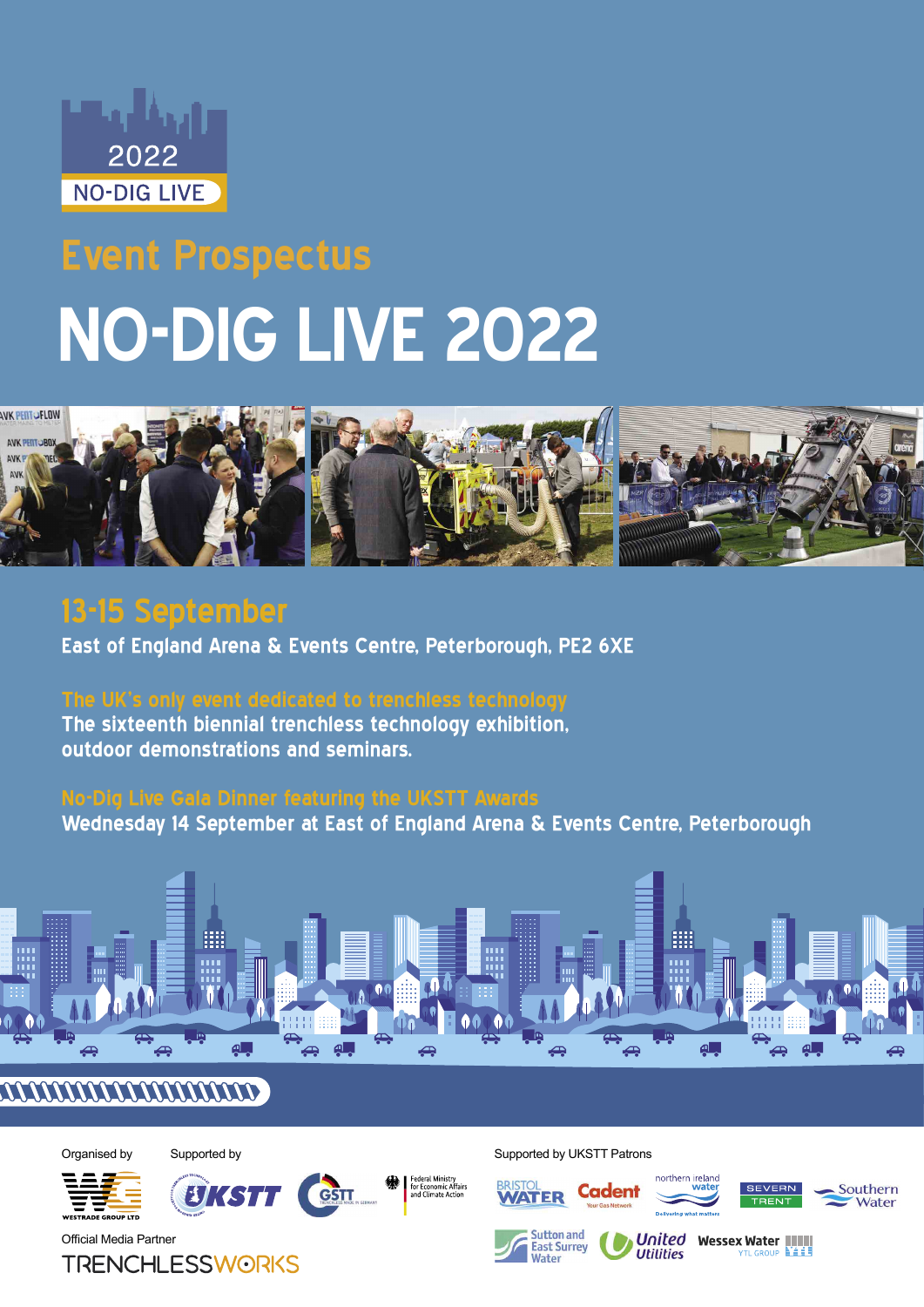2022
NO-DIG LIVE

## Event Prospectus

# NO-DIG LIVE 2022

## 13-15 September

**East of England Arena & Events Centre, Peterborough, PE2 6XE**

**The UK's only event dedicated to trenchless technology**

**The sixteenth biennial trenchless technology exhibition, outdoor demonstrations and seminars.**

**No-Dig Live Gala Dinner featuring the UKSTT Awards**

**Wednesday 14 September at East of England Arena & Events Centre, Peterborough**

Organised by

WESTRADE GROUP LTD

Supported by

UKSTT

GSTT

Federal Ministry for Economic Affairs and Climate Action

Official Media Partner

TRENCHLESSWORKS

Supported by UKSTT Patrons

Bristol Water · Cadent · Northern Ireland Water · Severn Trent · Southern Water · Sutton and East Surrey Water · United Utilities · Wessex Water YTL Group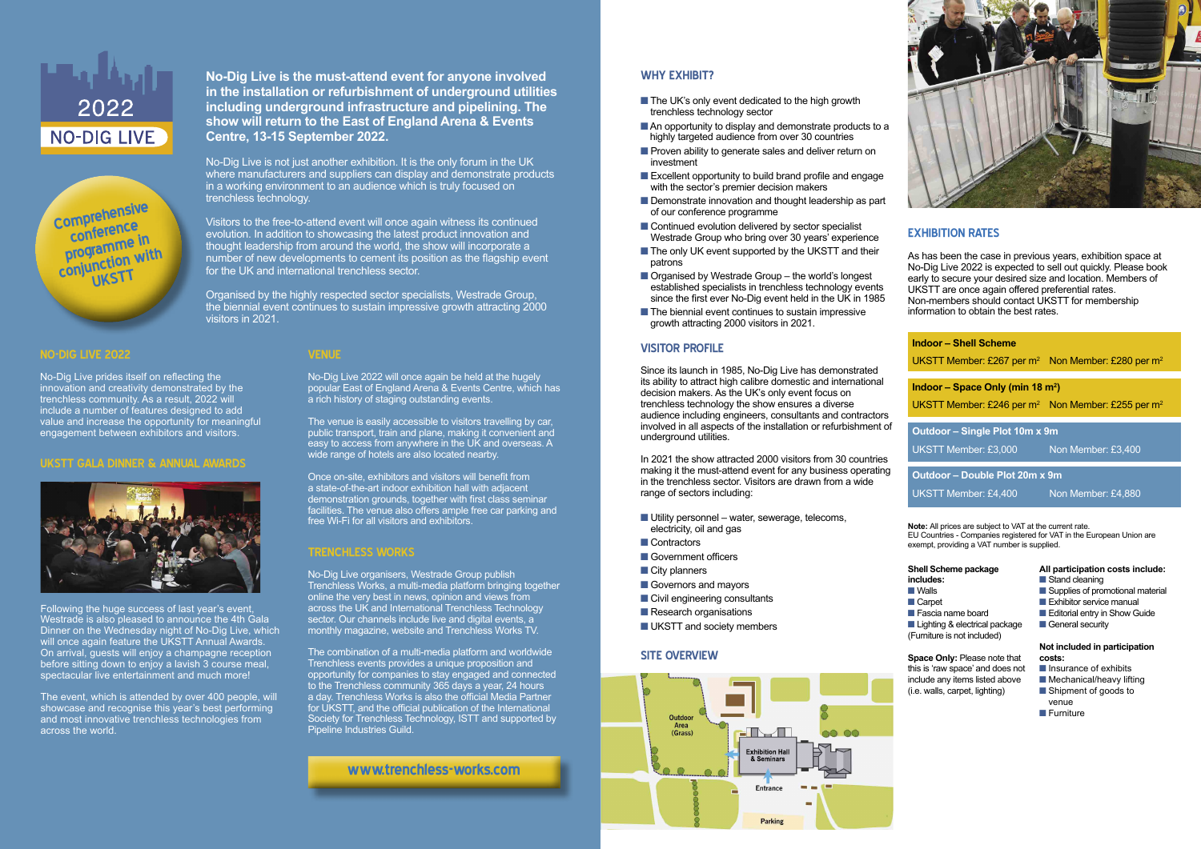2022 NO-DIG LIVE

**No-Dig Live is the must-attend event for anyone involved in the installation or refurbishment of underground utilities including underground infrastructure and pipelining. The show will return to the East of England Arena & Events Centre, 13-15 September 2022.**

No-Dig Live is not just another exhibition. It is the only forum in the UK where manufacturers and suppliers can display and demonstrate products in a working environment to an audience which is truly focused on trenchless technology.

Visitors to the free-to-attend event will once again witness its continued evolution. In addition to showcasing the latest product innovation and thought leadership from around the world, the show will incorporate a number of new developments to cement its position as the flagship event for the UK and international trenchless sector.

Organised by the highly respected sector specialists, Westrade Group, the biennial event continues to sustain impressive growth attracting 2000 visitors in 2021.

Comprehensive conference programme in conjunction with UKSTT

## NO-DIG LIVE 2022

No-Dig Live prides itself on reflecting the innovation and creativity demonstrated by the trenchless community. As a result, 2022 will include a number of features designed to add value and increase the opportunity for meaningful engagement between exhibitors and visitors.

## UKSTT GALA DINNER & ANNUAL AWARDS

Following the huge success of last year's event, Westrade is also pleased to announce the 4th Gala Dinner on the Wednesday night of No-Dig Live, which will once again feature the UKSTT Annual Awards. On arrival, guests will enjoy a champagne reception before sitting down to enjoy a lavish 3 course meal, spectacular live entertainment and much more!

The event, which is attended by over 400 people, will showcase and recognise this year's best performing and most innovative trenchless technologies from across the world.

## VENUE

No-Dig Live 2022 will once again be held at the hugely popular East of England Arena & Events Centre, which has a rich history of staging outstanding events.

The venue is easily accessible to visitors travelling by car, public transport, train and plane, making it convenient and easy to access from anywhere in the UK and overseas. A wide range of hotels are also located nearby.

Once on-site, exhibitors and visitors will benefit from a state-of-the-art indoor exhibition hall with adjacent demonstration grounds, together with first class seminar facilities. The venue also offers ample free car parking and free Wi-Fi for all visitors and exhibitors.

## TRENCHLESS WORKS

No-Dig Live organisers, Westrade Group publish Trenchless Works, a multi-media platform bringing together online the very best in news, opinion and views from across the UK and International Trenchless Technology sector. Our channels include live and digital events, a monthly magazine, website and Trenchless Works TV.

The combination of a multi-media platform and worldwide Trenchless events provides a unique proposition and opportunity for companies to stay engaged and connected to the Trenchless community 365 days a year, 24 hours a day. Trenchless Works is also the official Media Partner for UKSTT, and the official publication of the International Society for Trenchless Technology, ISTT and supported by Pipeline Industries Guild.

**www.trenchless-works.com**

## WHY EXHIBIT?

- The UK's only event dedicated to the high growth trenchless technology sector
- An opportunity to display and demonstrate products to a highly targeted audience from over 30 countries
- Proven ability to generate sales and deliver return on investment
- Excellent opportunity to build brand profile and engage with the sector's premier decision makers
- Demonstrate innovation and thought leadership as part of our conference programme
- Continued evolution delivered by sector specialist Westrade Group who bring over 30 years' experience
- The only UK event supported by the UKSTT and their patrons
- Organised by Westrade Group – the world's longest established specialists in trenchless technology events since the first ever No-Dig event held in the UK in 1985
- The biennial event continues to sustain impressive growth attracting 2000 visitors in 2021.

## VISITOR PROFILE

Since its launch in 1985, No-Dig Live has demonstrated its ability to attract high calibre domestic and international decision makers. As the UK's only event focus on trenchless technology the show ensures a diverse audience including engineers, consultants and contractors involved in all aspects of the installation or refurbishment of underground utilities.

In 2021 the show attracted 2000 visitors from 30 countries making it the must-attend event for any business operating in the trenchless sector. Visitors are drawn from a wide range of sectors including:

- Utility personnel – water, sewerage, telecoms, electricity, oil and gas
- Contractors
- Government officers
- City planners
- Governors and mayors
- Civil engineering consultants
- Research organisations
- UKSTT and society members

## SITE OVERVIEW

Outdoor Area (Grass) · Exhibition Hall & Seminars · Entrance · Parking

## EXHIBITION RATES

As has been the case in previous years, exhibition space at No-Dig Live 2022 is expected to sell out quickly. Please book early to secure your desired size and location. Members of UKSTT are once again offered preferential rates. Non-members should contact UKSTT for membership information to obtain the best rates.

| | |
|---|---|
| **Indoor – Shell Scheme** | |
| UKSTT Member: £267 per $m^2$ | Non Member: £280 per $m^2$ |
| **Indoor – Space Only (min 18 $m^2$)** | |
| UKSTT Member: £246 per $m^2$ | Non Member: £255 per $m^2$ |
| **Outdoor – Single Plot 10m x 9m** | |
| UKSTT Member: £3,000 | Non Member: £3,400 |
| **Outdoor – Double Plot 20m x 9m** | |
| UKSTT Member: £4,400 | Non Member: £4,880 |

**Note:** All prices are subject to VAT at the current rate.
EU Countries - Companies registered for VAT in the European Union are exempt, providing a VAT number is supplied.

**Shell Scheme package includes:**
- Walls
- Carpet
- Fascia name board
- Lighting & electrical package

(Furniture is not included)

**Space Only:** Please note that this is 'raw space' and does not include any items listed above (i.e. walls, carpet, lighting)

**All participation costs include:**
- Stand cleaning
- Supplies of promotional material
- Exhibitor service manual
- Editorial entry in Show Guide
- General security

**Not included in participation costs:**
- Insurance of exhibits
- Mechanical/heavy lifting
- Shipment of goods to venue
- Furniture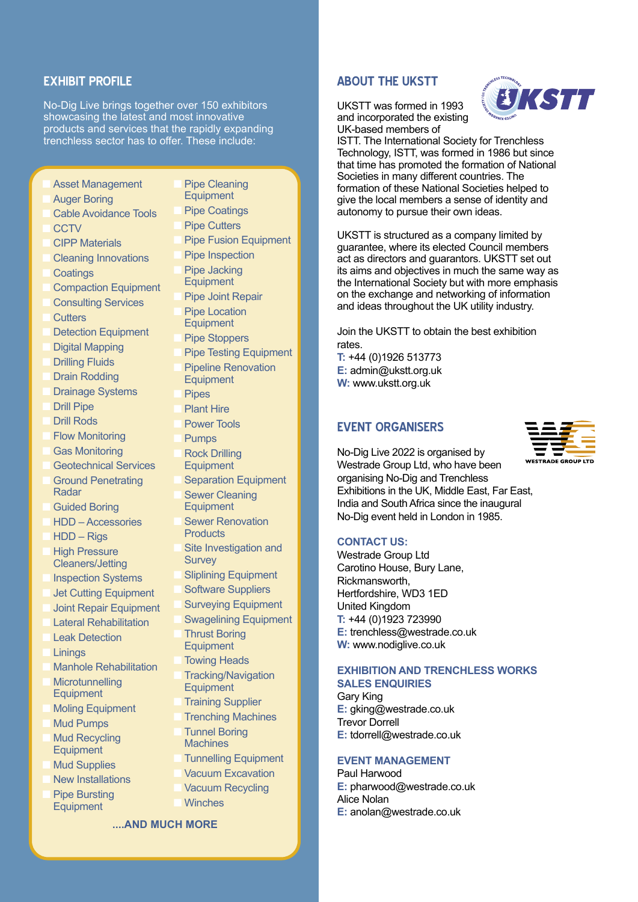## EXHIBIT PROFILE

No-Dig Live brings together over 150 exhibitors showcasing the latest and most innovative products and services that the rapidly expanding trenchless sector has to offer. These include:

- Asset Management
- Auger Boring
- Cable Avoidance Tools
- CCTV
- CIPP Materials
- Cleaning Innovations
- Coatings
- Compaction Equipment
- Consulting Services
- Cutters
- Detection Equipment
- Digital Mapping
- Drilling Fluids
- Drain Rodding
- Drainage Systems
- Drill Pipe
- Drill Rods
- Flow Monitoring
- Gas Monitoring
- Geotechnical Services
- Ground Penetrating Radar
- Guided Boring
- HDD – Accessories
- HDD – Rigs
- High Pressure Cleaners/Jetting
- Inspection Systems
- Jet Cutting Equipment
- Joint Repair Equipment
- Lateral Rehabilitation
- Leak Detection
- Linings
- Manhole Rehabilitation
- Microtunnelling Equipment
- Moling Equipment
- Mud Pumps
- Mud Recycling Equipment
- Mud Supplies
- New Installations
- Pipe Bursting Equipment
- Pipe Cleaning Equipment
- Pipe Coatings
- Pipe Cutters
- Pipe Fusion Equipment
- Pipe Inspection
- Pipe Jacking Equipment
- Pipe Joint Repair
- Pipe Location Equipment
- Pipe Stoppers
- Pipe Testing Equipment
- Pipeline Renovation Equipment
- Pipes
- Plant Hire
- Power Tools
- Pumps
- Rock Drilling Equipment
- Separation Equipment
- Sewer Cleaning Equipment
- Sewer Renovation Products
- Site Investigation and Survey
- Sliplining Equipment
- Software Suppliers
- Surveying Equipment
- Swagelining Equipment
- Thrust Boring Equipment
- Towing Heads
- Tracking/Navigation Equipment
- Training Supplier
- Trenching Machines
- Tunnel Boring Machines
- Tunnelling Equipment
- Vacuum Excavation
- Vacuum Recycling
- Winches

**....AND MUCH MORE**

## ABOUT THE UKSTT

UKSTT was formed in 1993 and incorporated the existing UK-based members of ISTT. The International Society for Trenchless Technology, ISTT, was formed in 1986 but since that time has promoted the formation of National Societies in many different countries. The formation of these National Societies helped to give the local members a sense of identity and autonomy to pursue their own ideas.

UKSTT is structured as a company limited by guarantee, where its elected Council members act as directors and guarantors. UKSTT set out its aims and objectives in much the same way as the International Society but with more emphasis on the exchange and networking of information and ideas throughout the UK utility industry.

Join the UKSTT to obtain the best exhibition rates.

**T:** +44 (0)1926 513773
**E:** admin@ukstt.org.uk
**W:** www.ukstt.org.uk

## EVENT ORGANISERS

No-Dig Live 2022 is organised by Westrade Group Ltd, who have been organising No-Dig and Trenchless Exhibitions in the UK, Middle East, Far East, India and South Africa since the inaugural No-Dig event held in London in 1985.

### CONTACT US:

Westrade Group Ltd
Carotino House, Bury Lane,
Rickmansworth,
Hertfordshire, WD3 1ED
United Kingdom
**T:** +44 (0)1923 723990
**E:** trenchless@westrade.co.uk
**W:** www.nodiglive.co.uk

### EXHIBITION AND TRENCHLESS WORKS SALES ENQUIRIES

Gary King
**E:** gking@westrade.co.uk
Trevor Dorrell
**E:** tdorrell@westrade.co.uk

### EVENT MANAGEMENT

Paul Harwood
**E:** pharwood@westrade.co.uk
Alice Nolan
**E:** anolan@westrade.co.uk